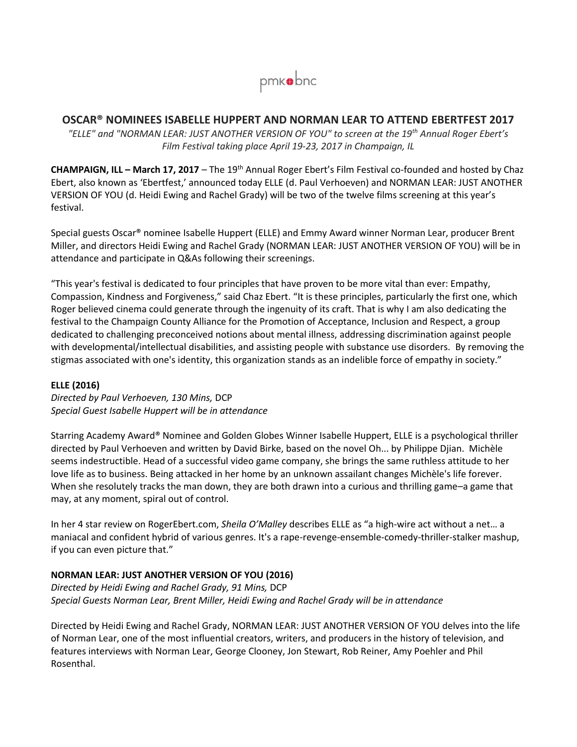pmk•bnc

# OSCAR® NOMINEES ISABELLE HUPPERT AND NORMAN LEAR TO ATTEND EBERTFEST 2017

*"ELLE" and "NORMAN LEAR: JUST ANOTHER VERSION OF YOU" to screen at the 19th Annual Roger Ebert's Film Festival taking place April 19-23, 2017 in Champaign, IL*

**CHAMPAIGN, ILL – March 17, 2017** – The 19th Annual Roger Ebert's Film Festival co-founded and hosted by Chaz Ebert, also known as 'Ebertfest,' announced today ELLE (d. Paul Verhoeven) and NORMAN LEAR: JUST ANOTHER VERSION OF YOU (d. Heidi Ewing and Rachel Grady) will be two of the twelve films screening at this year's festival.

Special guests Oscar® nominee Isabelle Huppert (ELLE) and Emmy Award winner Norman Lear, producer Brent Miller, and directors Heidi Ewing and Rachel Grady (NORMAN LEAR: JUST ANOTHER VERSION OF YOU) will be in attendance and participate in Q&As following their screenings.

"This year's festival is dedicated to four principles that have proven to be more vital than ever: Empathy, Compassion, Kindness and Forgiveness," said Chaz Ebert. "It is these principles, particularly the first one, which Roger believed cinema could generate through the ingenuity of its craft. That is why I am also dedicating the festival to the Champaign County Alliance for the Promotion of Acceptance, Inclusion and Respect, a group dedicated to challenging preconceived notions about mental illness, addressing discrimination against people with developmental/intellectual disabilities, and assisting people with substance use disorders. By removing the stigmas associated with one's identity, this organization stands as an indelible force of empathy in society."

**ELLE (2016)**

*Directed by Paul Verhoeven, 130 Mins,* DCP
*Special Guest Isabelle Huppert will be in attendance*

Starring Academy Award® Nominee and Golden Globes Winner Isabelle Huppert, ELLE is a psychological thriller directed by Paul Verhoeven and written by David Birke, based on the novel Oh... by Philippe Djian. Michèle seems indestructible. Head of a successful video game company, she brings the same ruthless attitude to her love life as to business. Being attacked in her home by an unknown assailant changes Michèle's life forever. When she resolutely tracks the man down, they are both drawn into a curious and thrilling game–a game that may, at any moment, spiral out of control.

In her 4 star review on RogerEbert.com, *Sheila O'Malley* describes ELLE as "a high-wire act without a net… a maniacal and confident hybrid of various genres. It's a rape-revenge-ensemble-comedy-thriller-stalker mashup, if you can even picture that."

**NORMAN LEAR: JUST ANOTHER VERSION OF YOU (2016)**

*Directed by Heidi Ewing and Rachel Grady, 91 Mins,* DCP
*Special Guests Norman Lear, Brent Miller, Heidi Ewing and Rachel Grady will be in attendance*

Directed by Heidi Ewing and Rachel Grady, NORMAN LEAR: JUST ANOTHER VERSION OF YOU delves into the life of Norman Lear, one of the most influential creators, writers, and producers in the history of television, and features interviews with Norman Lear, George Clooney, Jon Stewart, Rob Reiner, Amy Poehler and Phil Rosenthal.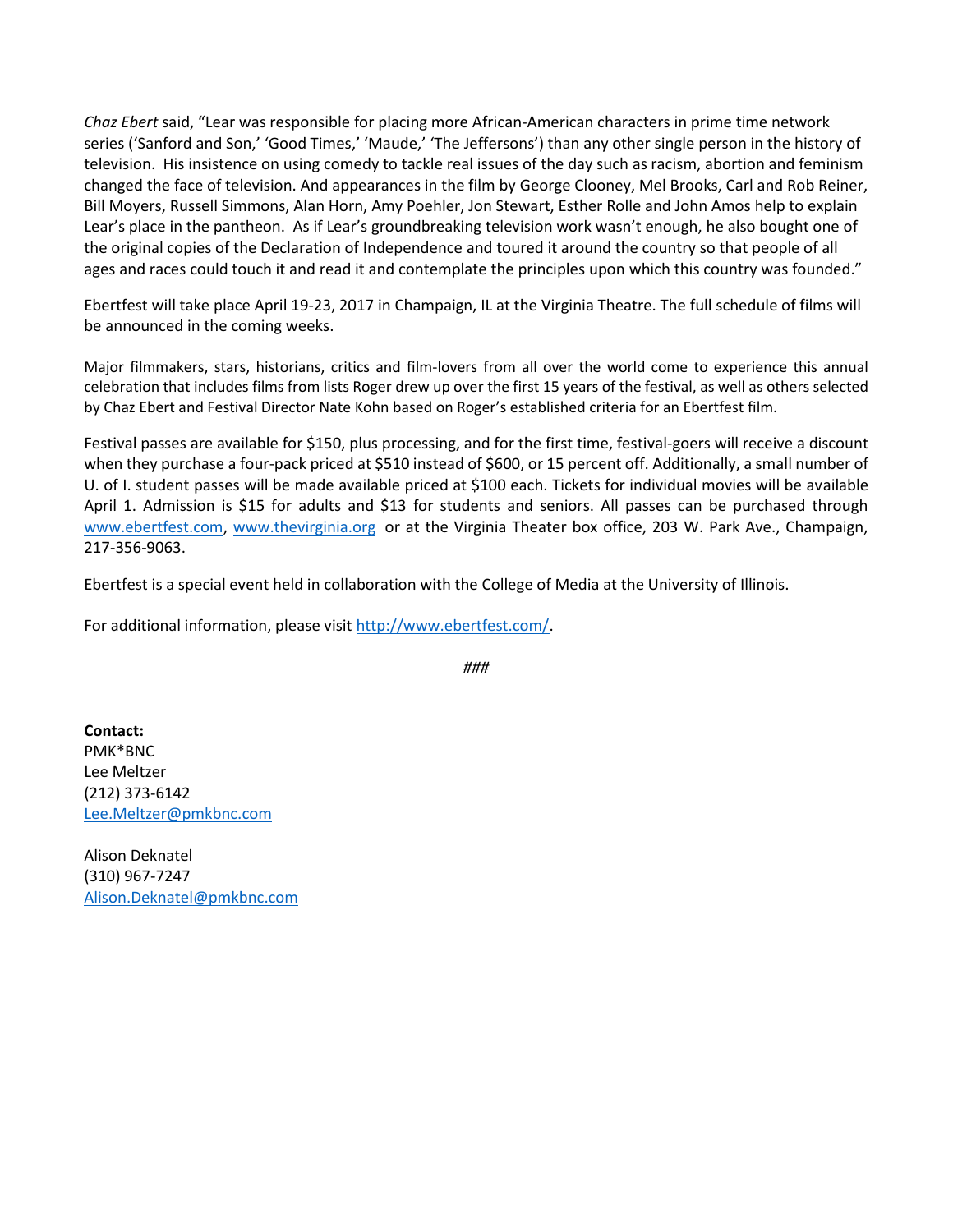*Chaz Ebert* said, "Lear was responsible for placing more African-American characters in prime time network series ('Sanford and Son,' 'Good Times,' 'Maude,' 'The Jeffersons') than any other single person in the history of television. His insistence on using comedy to tackle real issues of the day such as racism, abortion and feminism changed the face of television. And appearances in the film by George Clooney, Mel Brooks, Carl and Rob Reiner, Bill Moyers, Russell Simmons, Alan Horn, Amy Poehler, Jon Stewart, Esther Rolle and John Amos help to explain Lear's place in the pantheon. As if Lear's groundbreaking television work wasn't enough, he also bought one of the original copies of the Declaration of Independence and toured it around the country so that people of all ages and races could touch it and read it and contemplate the principles upon which this country was founded."

Ebertfest will take place April 19-23, 2017 in Champaign, IL at the Virginia Theatre. The full schedule of films will be announced in the coming weeks.

Major filmmakers, stars, historians, critics and film-lovers from all over the world come to experience this annual celebration that includes films from lists Roger drew up over the first 15 years of the festival, as well as others selected by Chaz Ebert and Festival Director Nate Kohn based on Roger's established criteria for an Ebertfest film.

Festival passes are available for $150, plus processing, and for the first time, festival-goers will receive a discount when they purchase a four-pack priced at $510 instead of $600, or 15 percent off. Additionally, a small number of U. of I. student passes will be made available priced at $100 each. Tickets for individual movies will be available April 1. Admission is $15 for adults and $13 for students and seniors. All passes can be purchased through www.ebertfest.com, www.thevirginia.org or at the Virginia Theater box office, 203 W. Park Ave., Champaign, 217-356-9063.

Ebertfest is a special event held in collaboration with the College of Media at the University of Illinois.

For additional information, please visit http://www.ebertfest.com/.

###

**Contact:**
PMK*BNC
Lee Meltzer
(212) 373-6142
Lee.Meltzer@pmkbnc.com

Alison Deknatel
(310) 967-7247
Alison.Deknatel@pmkbnc.com